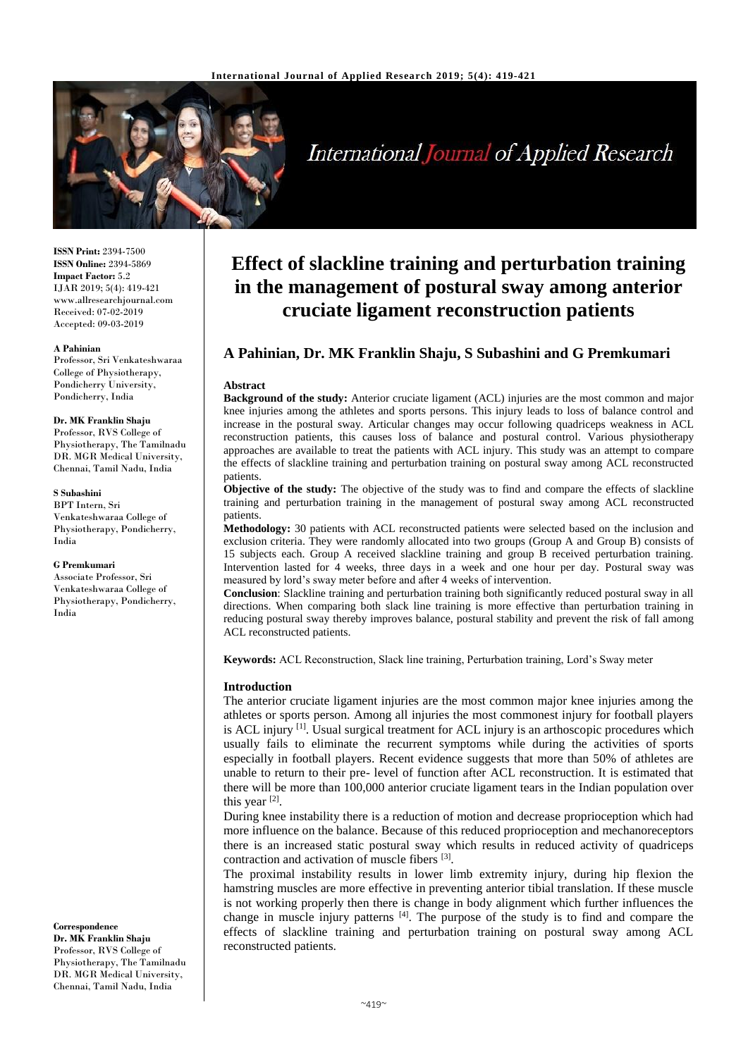**ISSN Print:** 2394-7500
**ISSN Online:** 2394-5869
**Impact Factor:** 5.2
IJAR 2019; 5(4): 419-421
www.allresearchjournal.com
Received: 07-02-2019
Accepted: 09-03-2019

**A Pahinian**
Professor, Sri Venkateshwaraa College of Physiotherapy, Pondicherry University, Pondicherry, India

**Dr. MK Franklin Shaju**
Professor, RVS College of Physiotherapy, The Tamilnadu DR. MGR Medical University, Chennai, Tamil Nadu, India

**S Subashini**
BPT Intern, Sri Venkateshwaraa College of Physiotherapy, Pondicherry, India

**G Premkumari**
Associate Professor, Sri Venkateshwaraa College of Physiotherapy, Pondicherry, India

**Correspondence**
**Dr. MK Franklin Shaju**
Professor, RVS College of Physiotherapy, The Tamilnadu DR. MGR Medical University, Chennai, Tamil Nadu, India

# Effect of slackline training and perturbation training in the management of postural sway among anterior cruciate ligament reconstruction patients

## A Pahinian, Dr. MK Franklin Shaju, S Subashini and G Premkumari

### Abstract

**Background of the study:** Anterior cruciate ligament (ACL) injuries are the most common and major knee injuries among the athletes and sports persons. This injury leads to loss of balance control and increase in the postural sway. Articular changes may occur following quadriceps weakness in ACL reconstruction patients, this causes loss of balance and postural control. Various physiotherapy approaches are available to treat the patients with ACL injury. This study was an attempt to compare the effects of slackline training and perturbation training on postural sway among ACL reconstructed patients.

**Objective of the study:** The objective of the study was to find and compare the effects of slackline training and perturbation training in the management of postural sway among ACL reconstructed patients.

**Methodology:** 30 patients with ACL reconstructed patients were selected based on the inclusion and exclusion criteria. They were randomly allocated into two groups (Group A and Group B) consists of 15 subjects each. Group A received slackline training and group B received perturbation training. Intervention lasted for 4 weeks, three days in a week and one hour per day. Postural sway was measured by lord's sway meter before and after 4 weeks of intervention.

**Conclusion**: Slackline training and perturbation training both significantly reduced postural sway in all directions. When comparing both slack line training is more effective than perturbation training in reducing postural sway thereby improves balance, postural stability and prevent the risk of fall among ACL reconstructed patients.

**Keywords:** ACL Reconstruction, Slack line training, Perturbation training, Lord's Sway meter

### Introduction

The anterior cruciate ligament injuries are the most common major knee injuries among the athletes or sports person. Among all injuries the most commonest injury for football players is ACL injury [1]. Usual surgical treatment for ACL injury is an arthoscopic procedures which usually fails to eliminate the recurrent symptoms while during the activities of sports especially in football players. Recent evidence suggests that more than 50% of athletes are unable to return to their pre- level of function after ACL reconstruction. It is estimated that there will be more than 100,000 anterior cruciate ligament tears in the Indian population over this year [2].

During knee instability there is a reduction of motion and decrease proprioception which had more influence on the balance. Because of this reduced proprioception and mechanoreceptors there is an increased static postural sway which results in reduced activity of quadriceps contraction and activation of muscle fibers [3].

The proximal instability results in lower limb extremity injury, during hip flexion the hamstring muscles are more effective in preventing anterior tibial translation. If these muscle is not working properly then there is change in body alignment which further influences the change in muscle injury patterns [4]. The purpose of the study is to find and compare the effects of slackline training and perturbation training on postural sway among ACL reconstructed patients.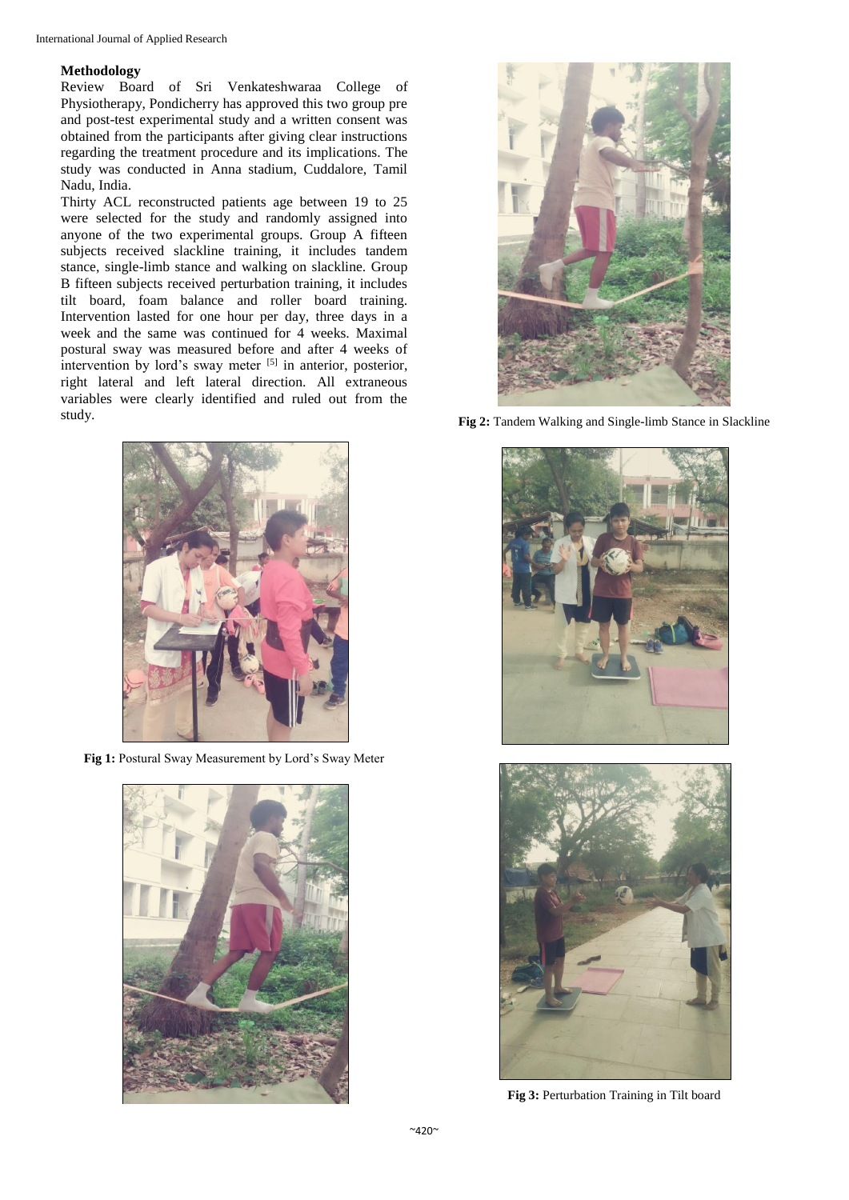### Methodology

Review Board of Sri Venkateshwaraa College of Physiotherapy, Pondicherry has approved this two group pre and post-test experimental study and a written consent was obtained from the participants after giving clear instructions regarding the treatment procedure and its implications. The study was conducted in Anna stadium, Cuddalore, Tamil Nadu, India.

Thirty ACL reconstructed patients age between 19 to 25 were selected for the study and randomly assigned into anyone of the two experimental groups. Group A fifteen subjects received slackline training, it includes tandem stance, single-limb stance and walking on slackline. Group B fifteen subjects received perturbation training, it includes tilt board, foam balance and roller board training. Intervention lasted for one hour per day, three days in a week and the same was continued for 4 weeks. Maximal postural sway was measured before and after 4 weeks of intervention by lord's sway meter [5] in anterior, posterior, right lateral and left lateral direction. All extraneous variables were clearly identified and ruled out from the study.

**Fig 1:** Postural Sway Measurement by Lord's Sway Meter

**Fig 2:** Tandem Walking and Single-limb Stance in Slackline

**Fig 3:** Perturbation Training in Tilt board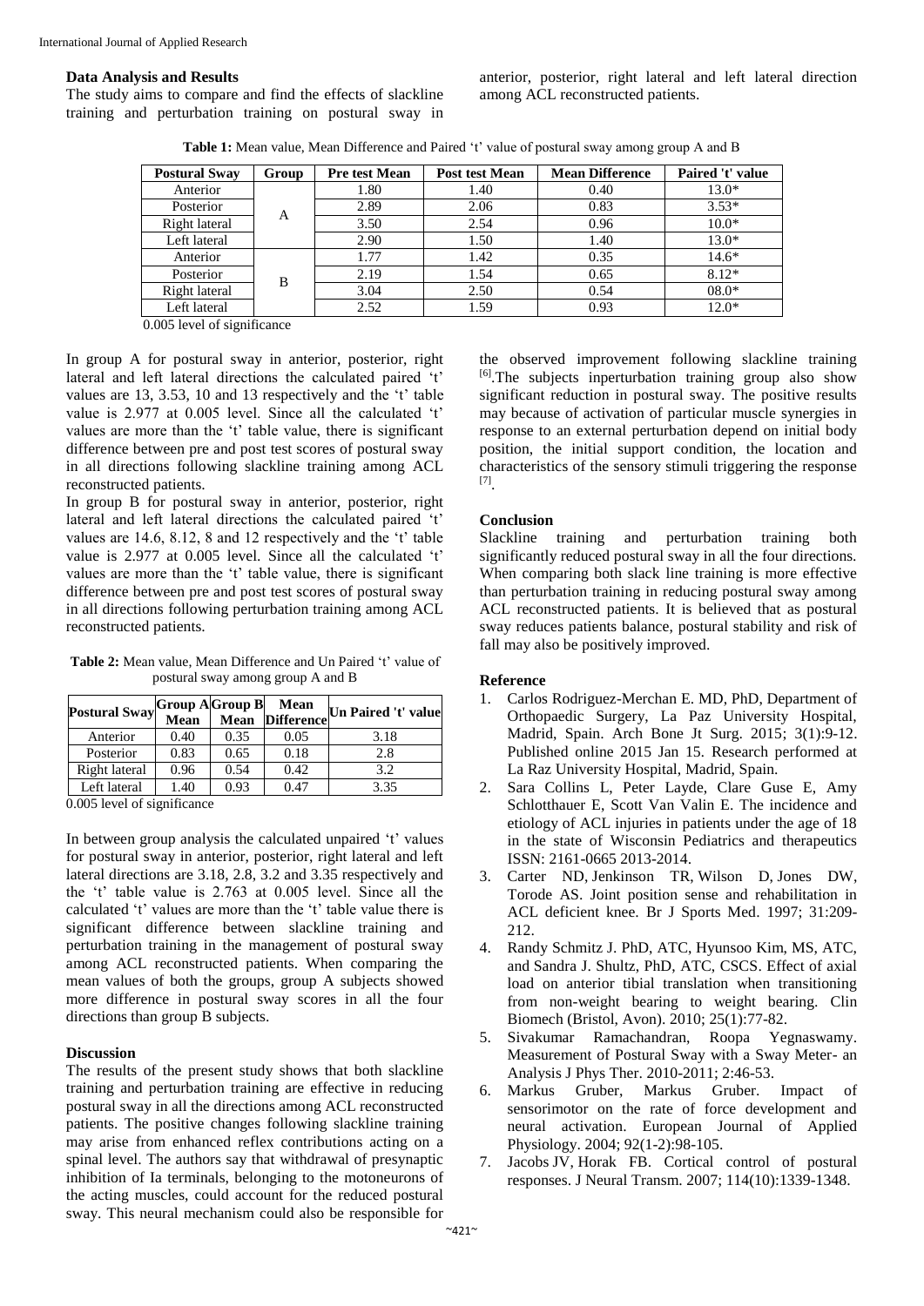## Data Analysis and Results

The study aims to compare and find the effects of slackline training and perturbation training on postural sway in anterior, posterior, right lateral and left lateral direction among ACL reconstructed patients.

**Table 1:** Mean value, Mean Difference and Paired 't' value of postural sway among group A and B

| Postural Sway | Group | Pre test Mean | Post test Mean | Mean Difference | Paired 't' value |
|---|---|---|---|---|---|
| Anterior | A | 1.80 | 1.40 | 0.40 | 13.0* |
| Posterior | | 2.89 | 2.06 | 0.83 | 3.53* |
| Right lateral | | 3.50 | 2.54 | 0.96 | 10.0* |
| Left lateral | | 2.90 | 1.50 | 1.40 | 13.0* |
| Anterior | B | 1.77 | 1.42 | 0.35 | 14.6* |
| Posterior | | 2.19 | 1.54 | 0.65 | 8.12* |
| Right lateral | | 3.04 | 2.50 | 0.54 | 08.0* |
| Left lateral | | 2.52 | 1.59 | 0.93 | 12.0* |

0.005 level of significance

In group A for postural sway in anterior, posterior, right lateral and left lateral directions the calculated paired 't' values are 13, 3.53, 10 and 13 respectively and the 't' table value is 2.977 at 0.005 level. Since all the calculated 't' values are more than the 't' table value, there is significant difference between pre and post test scores of postural sway in all directions following slackline training among ACL reconstructed patients.

In group B for postural sway in anterior, posterior, right lateral and left lateral directions the calculated paired 't' values are 14.6, 8.12, 8 and 12 respectively and the 't' table value is 2.977 at 0.005 level. Since all the calculated 't' values are more than the 't' table value, there is significant difference between pre and post test scores of postural sway in all directions following perturbation training among ACL reconstructed patients.

**Table 2:** Mean value, Mean Difference and Un Paired 't' value of postural sway among group A and B

| Postural Sway | Group A Mean | Group B Mean | Mean Difference | Un Paired 't' value |
|---|---|---|---|---|
| Anterior | 0.40 | 0.35 | 0.05 | 3.18 |
| Posterior | 0.83 | 0.65 | 0.18 | 2.8 |
| Right lateral | 0.96 | 0.54 | 0.42 | 3.2 |
| Left lateral | 1.40 | 0.93 | 0.47 | 3.35 |

0.005 level of significance

In between group analysis the calculated unpaired 't' values for postural sway in anterior, posterior, right lateral and left lateral directions are 3.18, 2.8, 3.2 and 3.35 respectively and the 't' table value is 2.763 at 0.005 level. Since all the calculated 't' values are more than the 't' table value there is significant difference between slackline training and perturbation training in the management of postural sway among ACL reconstructed patients. When comparing the mean values of both the groups, group A subjects showed more difference in postural sway scores in all the four directions than group B subjects.

## Discussion

The results of the present study shows that both slackline training and perturbation training are effective in reducing postural sway in all the directions among ACL reconstructed patients. The positive changes following slackline training may arise from enhanced reflex contributions acting on a spinal level. The authors say that withdrawal of presynaptic inhibition of Ia terminals, belonging to the motoneurons of the acting muscles, could account for the reduced postural sway. This neural mechanism could also be responsible for the observed improvement following slackline training [6]. The subjects inperturbation training group also show significant reduction in postural sway. The positive results may because of activation of particular muscle synergies in response to an external perturbation depend on initial body position, the initial support condition, the location and characteristics of the sensory stimuli triggering the response [7].

## Conclusion

Slackline training and perturbation training both significantly reduced postural sway in all the four directions. When comparing both slack line training is more effective than perturbation training in reducing postural sway among ACL reconstructed patients. It is believed that as postural sway reduces patients balance, postural stability and risk of fall may also be positively improved.

## Reference

1. Carlos Rodriguez-Merchan E. MD, PhD, Department of Orthopaedic Surgery, La Paz University Hospital, Madrid, Spain. Arch Bone Jt Surg. 2015; 3(1):9-12. Published online 2015 Jan 15. Research performed at La Raz University Hospital, Madrid, Spain.
2. Sara Collins L, Peter Layde, Clare Guse E, Amy Schlotthauer E, Scott Van Valin E. The incidence and etiology of ACL injuries in patients under the age of 18 in the state of Wisconsin Pediatrics and therapeutics ISSN: 2161-0665 2013-2014.
3. Carter ND, Jenkinson TR, Wilson D, Jones DW, Torode AS. Joint position sense and rehabilitation in ACL deficient knee. Br J Sports Med. 1997; 31:209-212.
4. Randy Schmitz J. PhD, ATC, Hyunsoo Kim, MS, ATC, and Sandra J. Shultz, PhD, ATC, CSCS. Effect of axial load on anterior tibial translation when transitioning from non-weight bearing to weight bearing. Clin Biomech (Bristol, Avon). 2010; 25(1):77-82.
5. Sivakumar Ramachandran, Roopa Yegnaswamy. Measurement of Postural Sway with a Sway Meter- an Analysis J Phys Ther. 2010-2011; 2:46-53.
6. Markus Gruber, Markus Gruber. Impact of sensorimotor on the rate of force development and neural activation. European Journal of Applied Physiology. 2004; 92(1-2):98-105.
7. Jacobs JV, Horak FB. Cortical control of postural responses. J Neural Transm. 2007; 114(10):1339-1348.